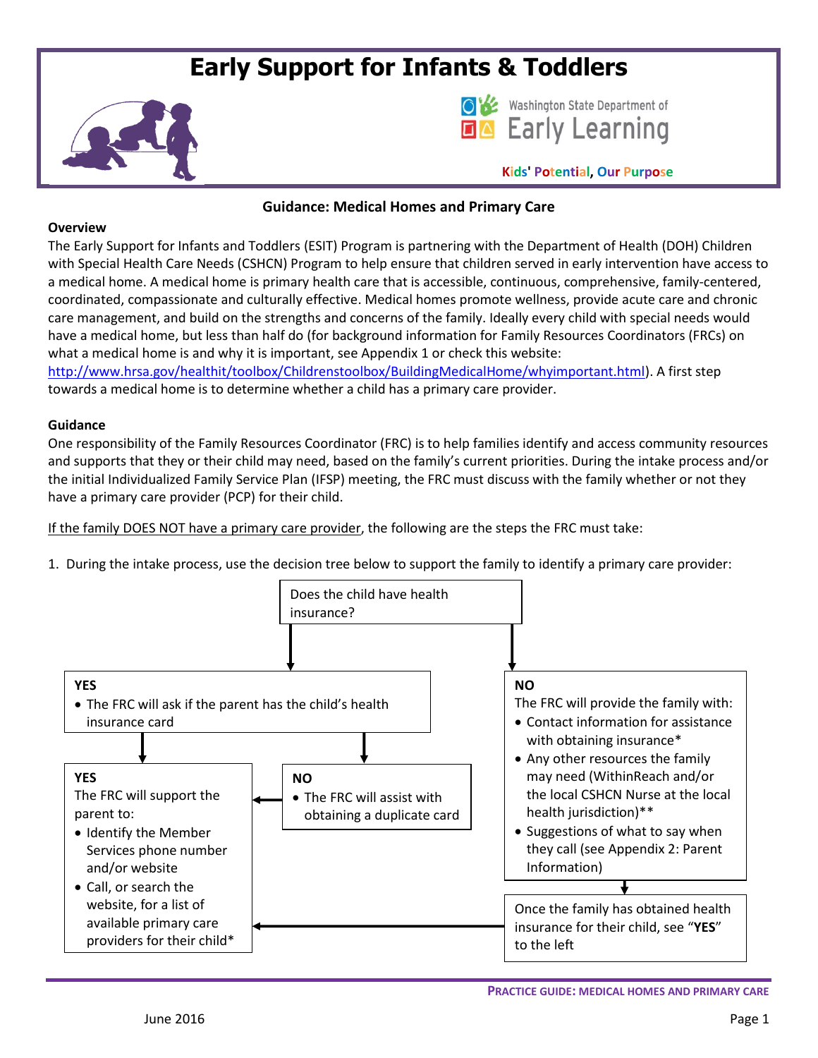# Early Support for Infants & Toddlers

Washington State Department of Early Learning

Kids' Potential, Our Purpose

## Guidance: Medical Homes and Primary Care

### Overview

The Early Support for Infants and Toddlers (ESIT) Program is partnering with the Department of Health (DOH) Children with Special Health Care Needs (CSHCN) Program to help ensure that children served in early intervention have access to a medical home. A medical home is primary health care that is accessible, continuous, comprehensive, family-centered, coordinated, compassionate and culturally effective. Medical homes promote wellness, provide acute care and chronic care management, and build on the strengths and concerns of the family. Ideally every child with special needs would have a medical home, but less than half do (for background information for Family Resources Coordinators (FRCs) on what a medical home is and why it is important, see Appendix 1 or check this website: [http://www.hrsa.gov/healthit/toolbox/Childrenstoolbox/BuildingMedicalHome/whyimportant.html](http://www.hrsa.gov/healthit/toolbox/Childrenstoolbox/BuildingMedicalHome/whyimportant.html)). A first step towards a medical home is to determine whether a child has a primary care provider.

### Guidance

One responsibility of the Family Resources Coordinator (FRC) is to help families identify and access community resources and supports that they or their child may need, based on the family's current priorities. During the intake process and/or the initial Individualized Family Service Plan (IFSP) meeting, the FRC must discuss with the family whether or not they have a primary care provider (PCP) for their child.

If the family DOES NOT have a primary care provider, the following are the steps the FRC must take:

1. During the intake process, use the decision tree below to support the family to identify a primary care provider:

**Does the child have health insurance?**

- **YES**
  - The FRC will ask if the parent has the child's health insurance card
    - **YES**
      The FRC will support the parent to:
      - Identify the Member Services phone number and/or website
      - Call, or search the website, for a list of available primary care providers for their child*
    - **NO**
      - The FRC will assist with obtaining a duplicate card (then see "YES" above)
- **NO**
  The FRC will provide the family with:
  - Contact information for assistance with obtaining insurance*
  - Any other resources the family may need (WithinReach and/or the local CSHCN Nurse at the local health jurisdiction)**
  - Suggestions of what to say when they call (see Appendix 2: Parent Information)

  Once the family has obtained health insurance for their child, see "**YES**" to the left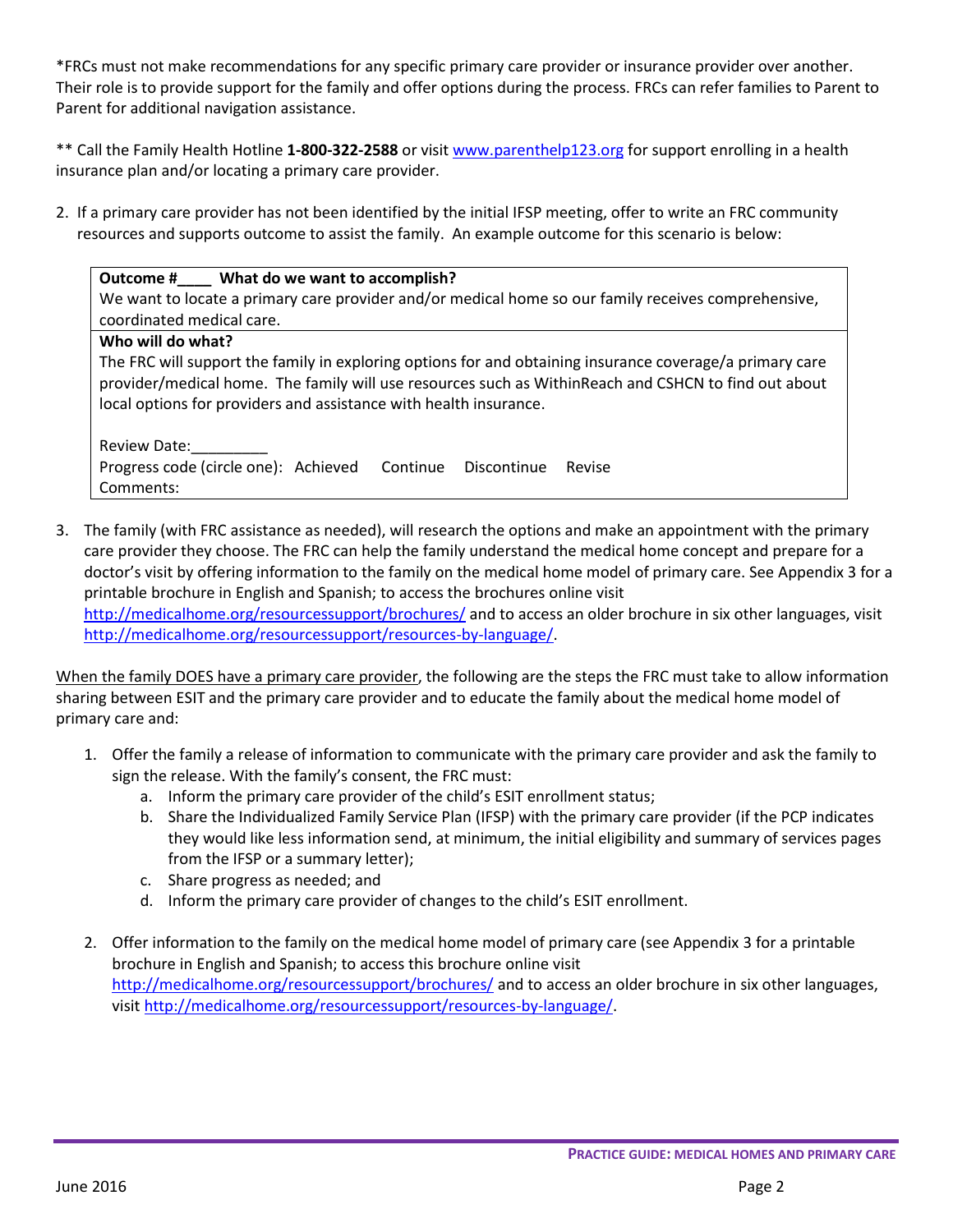*FRCs must not make recommendations for any specific primary care provider or insurance provider over another. Their role is to provide support for the family and offer options during the process. FRCs can refer families to Parent to Parent for additional navigation assistance.

** Call the Family Health Hotline **1-800-322-2588** or visit [www.parenthelp123.org](www.parenthelp123.org) for support enrolling in a health insurance plan and/or locating a primary care provider.

2. If a primary care provider has not been identified by the initial IFSP meeting, offer to write an FRC community resources and supports outcome to assist the family. An example outcome for this scenario is below:

| **Outcome #____ What do we want to accomplish?**<br>We want to locate a primary care provider and/or medical home so our family receives comprehensive, coordinated medical care. |
|---|
| **Who will do what?**<br>The FRC will support the family in exploring options for and obtaining insurance coverage/a primary care provider/medical home. The family will use resources such as WithinReach and CSHCN to find out about local options for providers and assistance with health insurance.<br><br>Review Date:_________<br>Progress code (circle one): Achieved Continue Discontinue Revise<br>Comments: |

3. The family (with FRC assistance as needed), will research the options and make an appointment with the primary care provider they choose. The FRC can help the family understand the medical home concept and prepare for a doctor's visit by offering information to the family on the medical home model of primary care. See Appendix 3 for a printable brochure in English and Spanish; to access the brochures online visit [http://medicalhome.org/resourcessupport/brochures/](http://medicalhome.org/resourcessupport/brochures/) and to access an older brochure in six other languages, visit [http://medicalhome.org/resourcessupport/resources-by-language/](http://medicalhome.org/resourcessupport/resources-by-language/).

<u>When the family DOES have a primary care provider</u>, the following are the steps the FRC must take to allow information sharing between ESIT and the primary care provider and to educate the family about the medical home model of primary care and:

1. Offer the family a release of information to communicate with the primary care provider and ask the family to sign the release. With the family's consent, the FRC must:
   a. Inform the primary care provider of the child's ESIT enrollment status;
   b. Share the Individualized Family Service Plan (IFSP) with the primary care provider (if the PCP indicates they would like less information send, at minimum, the initial eligibility and summary of services pages from the IFSP or a summary letter);
   c. Share progress as needed; and
   d. Inform the primary care provider of changes to the child's ESIT enrollment.

2. Offer information to the family on the medical home model of primary care (see Appendix 3 for a printable brochure in English and Spanish; to access this brochure online visit [http://medicalhome.org/resourcessupport/brochures/](http://medicalhome.org/resourcessupport/brochures/) and to access an older brochure in six other languages, visit [http://medicalhome.org/resourcessupport/resources-by-language/](http://medicalhome.org/resourcessupport/resources-by-language/).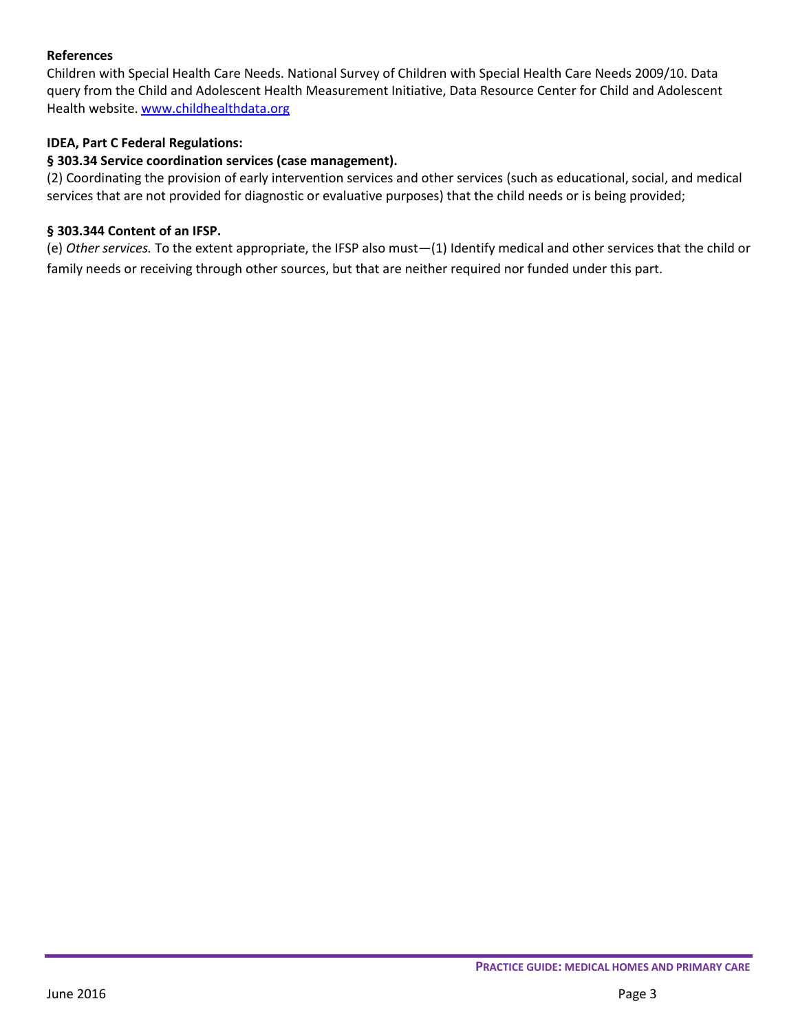**References**

Children with Special Health Care Needs. National Survey of Children with Special Health Care Needs 2009/10. Data query from the Child and Adolescent Health Measurement Initiative, Data Resource Center for Child and Adolescent Health website. www.childhealthdata.org

**IDEA, Part C Federal Regulations:**

**§ 303.34 Service coordination services (case management).**

(2) Coordinating the provision of early intervention services and other services (such as educational, social, and medical services that are not provided for diagnostic or evaluative purposes) that the child needs or is being provided;

**§ 303.344 Content of an IFSP.**

(e) *Other services.* To the extent appropriate, the IFSP also must—(1) Identify medical and other services that the child or family needs or receiving through other sources, but that are neither required nor funded under this part.